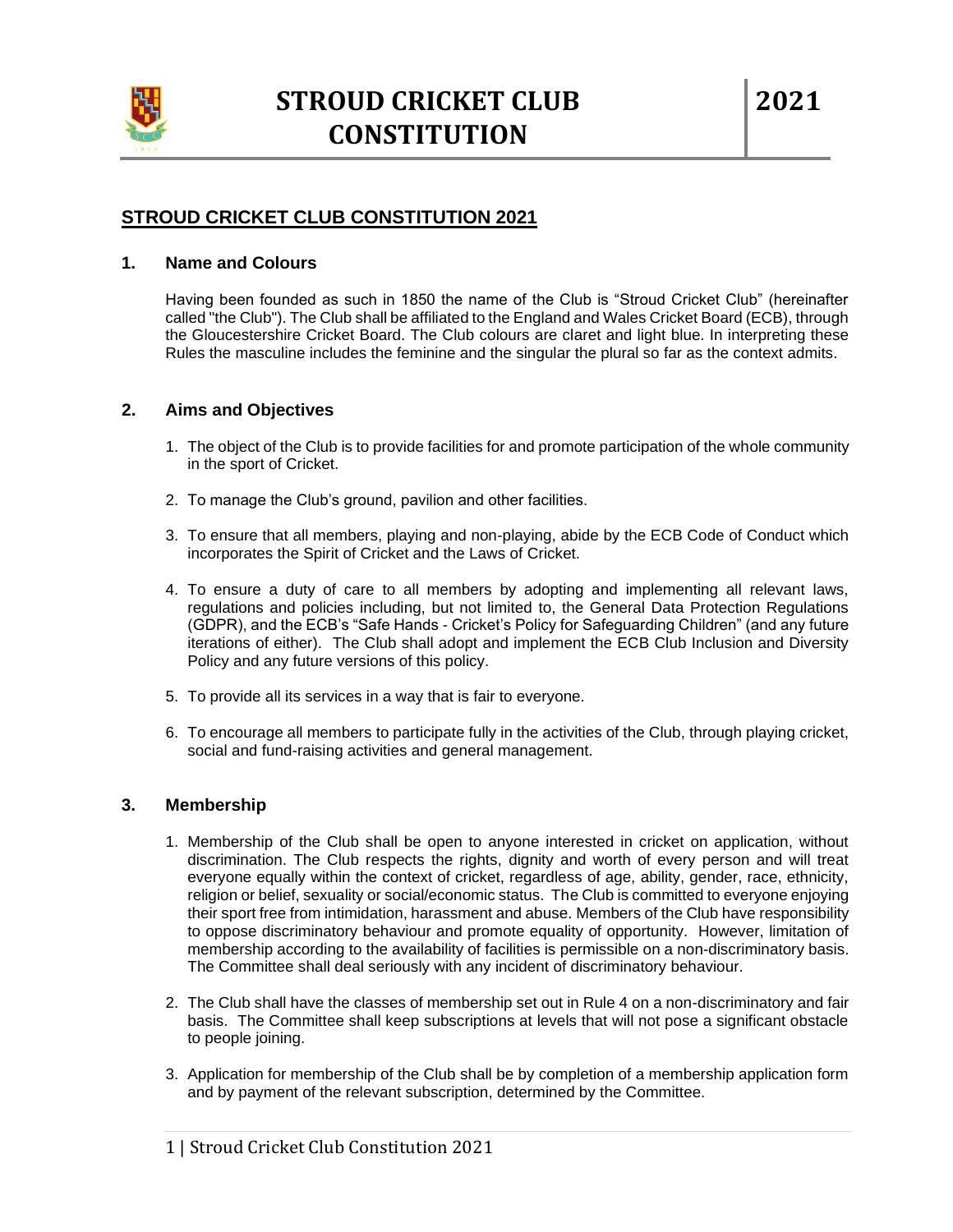# STROUD CRICKET CLUB CONSTITUTION

2021

## STROUD CRICKET CLUB CONSTITUTION 2021

### 1. Name and Colours

Having been founded as such in 1850 the name of the Club is "Stroud Cricket Club" (hereinafter called "the Club"). The Club shall be affiliated to the England and Wales Cricket Board (ECB), through the Gloucestershire Cricket Board. The Club colours are claret and light blue. In interpreting these Rules the masculine includes the feminine and the singular the plural so far as the context admits.

### 2. Aims and Objectives

1. The object of the Club is to provide facilities for and promote participation of the whole community in the sport of Cricket.
2. To manage the Club's ground, pavilion and other facilities.
3. To ensure that all members, playing and non-playing, abide by the ECB Code of Conduct which incorporates the Spirit of Cricket and the Laws of Cricket.
4. To ensure a duty of care to all members by adopting and implementing all relevant laws, regulations and policies including, but not limited to, the General Data Protection Regulations (GDPR), and the ECB's "Safe Hands - Cricket's Policy for Safeguarding Children" (and any future iterations of either). The Club shall adopt and implement the ECB Club Inclusion and Diversity Policy and any future versions of this policy.
5. To provide all its services in a way that is fair to everyone.
6. To encourage all members to participate fully in the activities of the Club, through playing cricket, social and fund-raising activities and general management.

### 3. Membership

1. Membership of the Club shall be open to anyone interested in cricket on application, without discrimination. The Club respects the rights, dignity and worth of every person and will treat everyone equally within the context of cricket, regardless of age, ability, gender, race, ethnicity, religion or belief, sexuality or social/economic status. The Club is committed to everyone enjoying their sport free from intimidation, harassment and abuse. Members of the Club have responsibility to oppose discriminatory behaviour and promote equality of opportunity. However, limitation of membership according to the availability of facilities is permissible on a non-discriminatory basis. The Committee shall deal seriously with any incident of discriminatory behaviour.
2. The Club shall have the classes of membership set out in Rule 4 on a non-discriminatory and fair basis. The Committee shall keep subscriptions at levels that will not pose a significant obstacle to people joining.
3. Application for membership of the Club shall be by completion of a membership application form and by payment of the relevant subscription, determined by the Committee.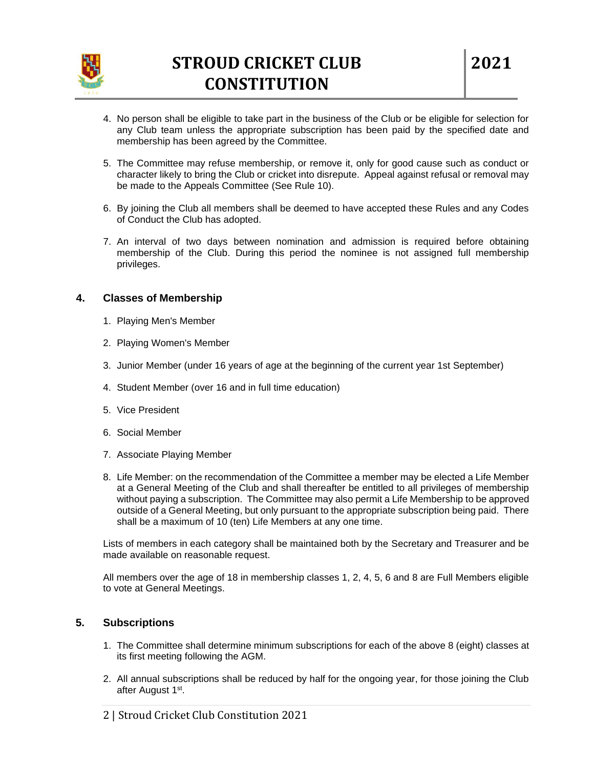4. No person shall be eligible to take part in the business of the Club or be eligible for selection for any Club team unless the appropriate subscription has been paid by the specified date and membership has been agreed by the Committee.

5. The Committee may refuse membership, or remove it, only for good cause such as conduct or character likely to bring the Club or cricket into disrepute. Appeal against refusal or removal may be made to the Appeals Committee (See Rule 10).

6. By joining the Club all members shall be deemed to have accepted these Rules and any Codes of Conduct the Club has adopted.

7. An interval of two days between nomination and admission is required before obtaining membership of the Club. During this period the nominee is not assigned full membership privileges.

## 4. Classes of Membership

1. Playing Men's Member

2. Playing Women's Member

3. Junior Member (under 16 years of age at the beginning of the current year 1st September)

4. Student Member (over 16 and in full time education)

5. Vice President

6. Social Member

7. Associate Playing Member

8. Life Member: on the recommendation of the Committee a member may be elected a Life Member at a General Meeting of the Club and shall thereafter be entitled to all privileges of membership without paying a subscription. The Committee may also permit a Life Membership to be approved outside of a General Meeting, but only pursuant to the appropriate subscription being paid. There shall be a maximum of 10 (ten) Life Members at any one time.

Lists of members in each category shall be maintained both by the Secretary and Treasurer and be made available on reasonable request.

All members over the age of 18 in membership classes 1, 2, 4, 5, 6 and 8 are Full Members eligible to vote at General Meetings.

## 5. Subscriptions

1. The Committee shall determine minimum subscriptions for each of the above 8 (eight) classes at its first meeting following the AGM.

2. All annual subscriptions shall be reduced by half for the ongoing year, for those joining the Club after August 1st.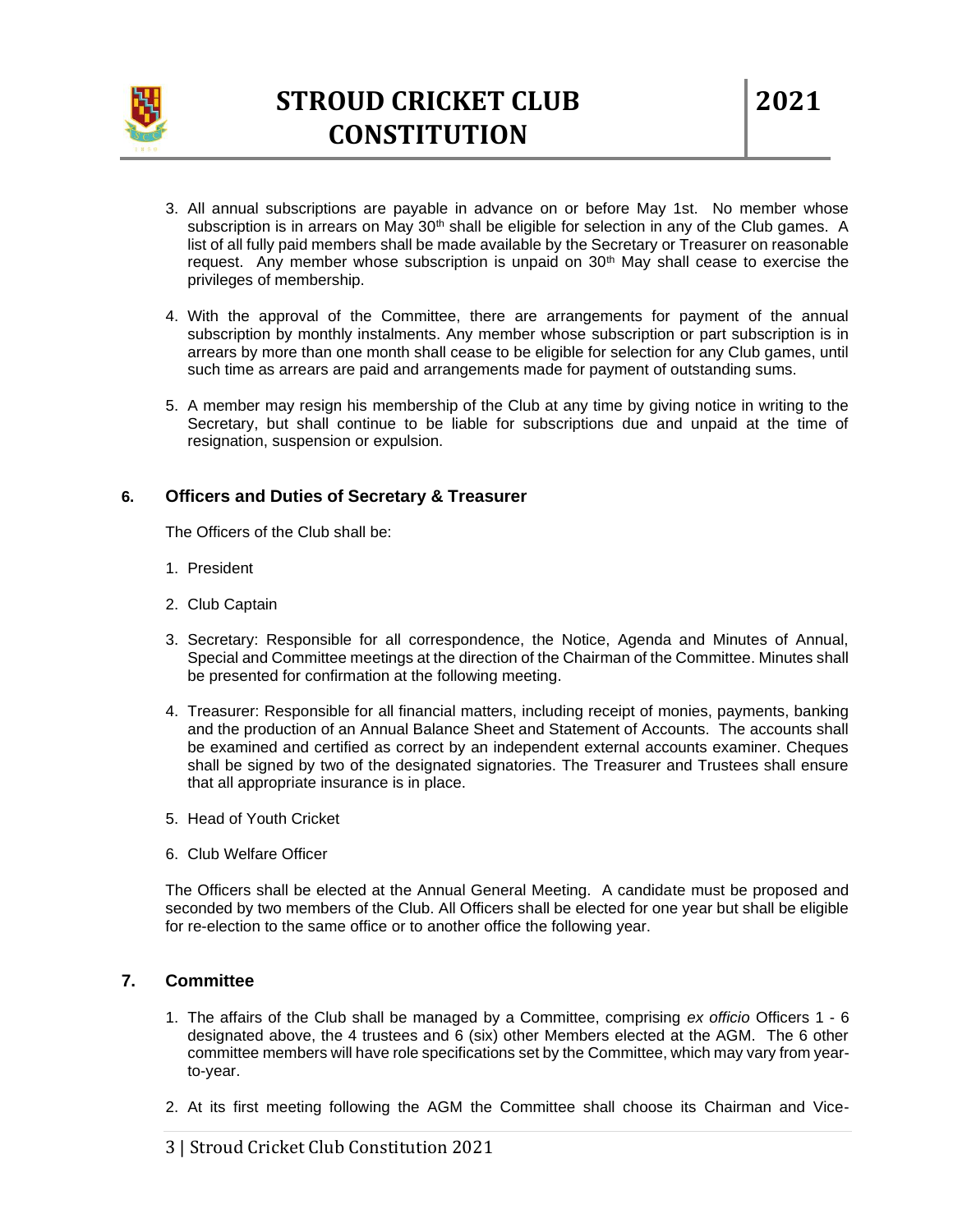3. All annual subscriptions are payable in advance on or before May 1st. No member whose subscription is in arrears on May 30th shall be eligible for selection in any of the Club games. A list of all fully paid members shall be made available by the Secretary or Treasurer on reasonable request. Any member whose subscription is unpaid on 30th May shall cease to exercise the privileges of membership.

4. With the approval of the Committee, there are arrangements for payment of the annual subscription by monthly instalments. Any member whose subscription or part subscription is in arrears by more than one month shall cease to be eligible for selection for any Club games, until such time as arrears are paid and arrangements made for payment of outstanding sums.

5. A member may resign his membership of the Club at any time by giving notice in writing to the Secretary, but shall continue to be liable for subscriptions due and unpaid at the time of resignation, suspension or expulsion.

## 6. Officers and Duties of Secretary & Treasurer

The Officers of the Club shall be:

1. President

2. Club Captain

3. Secretary: Responsible for all correspondence, the Notice, Agenda and Minutes of Annual, Special and Committee meetings at the direction of the Chairman of the Committee. Minutes shall be presented for confirmation at the following meeting.

4. Treasurer: Responsible for all financial matters, including receipt of monies, payments, banking and the production of an Annual Balance Sheet and Statement of Accounts. The accounts shall be examined and certified as correct by an independent external accounts examiner. Cheques shall be signed by two of the designated signatories. The Treasurer and Trustees shall ensure that all appropriate insurance is in place.

5. Head of Youth Cricket

6. Club Welfare Officer

The Officers shall be elected at the Annual General Meeting. A candidate must be proposed and seconded by two members of the Club. All Officers shall be elected for one year but shall be eligible for re-election to the same office or to another office the following year.

## 7. Committee

1. The affairs of the Club shall be managed by a Committee, comprising *ex officio* Officers 1 - 6 designated above, the 4 trustees and 6 (six) other Members elected at the AGM. The 6 other committee members will have role specifications set by the Committee, which may vary from year-to-year.

2. At its first meeting following the AGM the Committee shall choose its Chairman and Vice-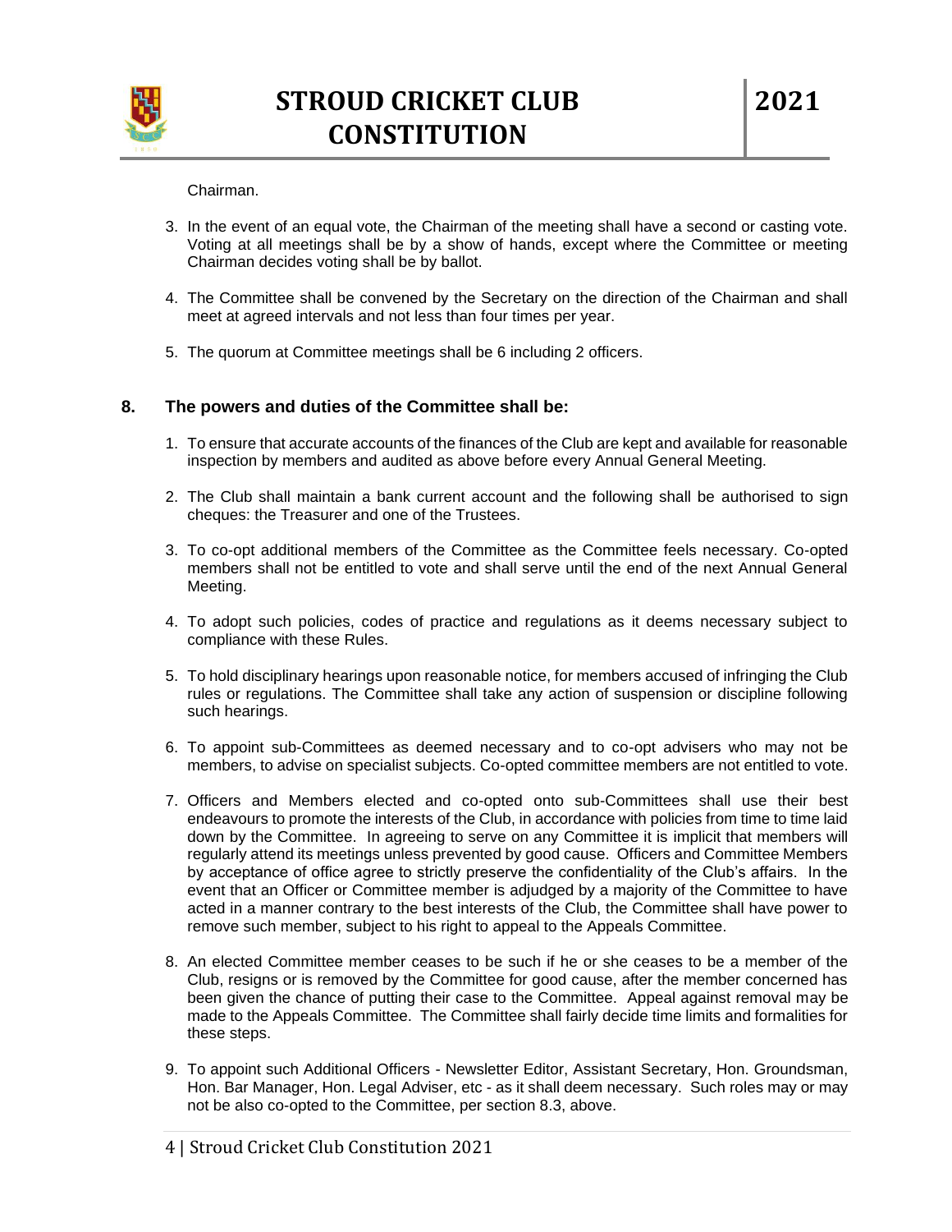Chairman.

3. In the event of an equal vote, the Chairman of the meeting shall have a second or casting vote. Voting at all meetings shall be by a show of hands, except where the Committee or meeting Chairman decides voting shall be by ballot.

4. The Committee shall be convened by the Secretary on the direction of the Chairman and shall meet at agreed intervals and not less than four times per year.

5. The quorum at Committee meetings shall be 6 including 2 officers.

## 8. The powers and duties of the Committee shall be:

1. To ensure that accurate accounts of the finances of the Club are kept and available for reasonable inspection by members and audited as above before every Annual General Meeting.

2. The Club shall maintain a bank current account and the following shall be authorised to sign cheques: the Treasurer and one of the Trustees.

3. To co-opt additional members of the Committee as the Committee feels necessary. Co-opted members shall not be entitled to vote and shall serve until the end of the next Annual General Meeting.

4. To adopt such policies, codes of practice and regulations as it deems necessary subject to compliance with these Rules.

5. To hold disciplinary hearings upon reasonable notice, for members accused of infringing the Club rules or regulations. The Committee shall take any action of suspension or discipline following such hearings.

6. To appoint sub-Committees as deemed necessary and to co-opt advisers who may not be members, to advise on specialist subjects. Co-opted committee members are not entitled to vote.

7. Officers and Members elected and co-opted onto sub-Committees shall use their best endeavours to promote the interests of the Club, in accordance with policies from time to time laid down by the Committee. In agreeing to serve on any Committee it is implicit that members will regularly attend its meetings unless prevented by good cause. Officers and Committee Members by acceptance of office agree to strictly preserve the confidentiality of the Club's affairs. In the event that an Officer or Committee member is adjudged by a majority of the Committee to have acted in a manner contrary to the best interests of the Club, the Committee shall have power to remove such member, subject to his right to appeal to the Appeals Committee.

8. An elected Committee member ceases to be such if he or she ceases to be a member of the Club, resigns or is removed by the Committee for good cause, after the member concerned has been given the chance of putting their case to the Committee. Appeal against removal may be made to the Appeals Committee. The Committee shall fairly decide time limits and formalities for these steps.

9. To appoint such Additional Officers - Newsletter Editor, Assistant Secretary, Hon. Groundsman, Hon. Bar Manager, Hon. Legal Adviser, etc - as it shall deem necessary. Such roles may or may not be also co-opted to the Committee, per section 8.3, above.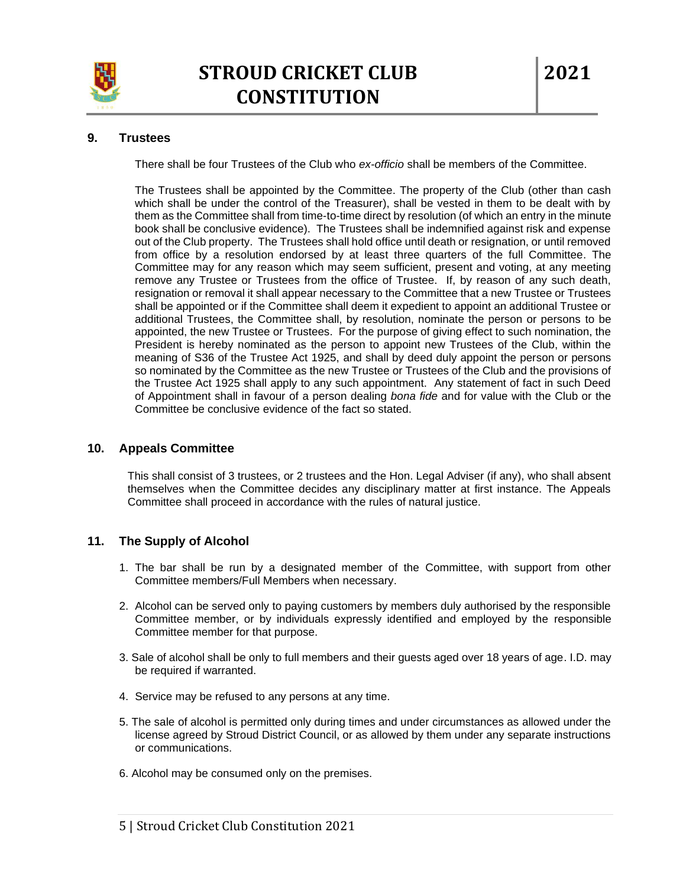## 9. Trustees

There shall be four Trustees of the Club who *ex-officio* shall be members of the Committee.

The Trustees shall be appointed by the Committee. The property of the Club (other than cash which shall be under the control of the Treasurer), shall be vested in them to be dealt with by them as the Committee shall from time-to-time direct by resolution (of which an entry in the minute book shall be conclusive evidence). The Trustees shall be indemnified against risk and expense out of the Club property. The Trustees shall hold office until death or resignation, or until removed from office by a resolution endorsed by at least three quarters of the full Committee. The Committee may for any reason which may seem sufficient, present and voting, at any meeting remove any Trustee or Trustees from the office of Trustee. If, by reason of any such death, resignation or removal it shall appear necessary to the Committee that a new Trustee or Trustees shall be appointed or if the Committee shall deem it expedient to appoint an additional Trustee or additional Trustees, the Committee shall, by resolution, nominate the person or persons to be appointed, the new Trustee or Trustees. For the purpose of giving effect to such nomination, the President is hereby nominated as the person to appoint new Trustees of the Club, within the meaning of S36 of the Trustee Act 1925, and shall by deed duly appoint the person or persons so nominated by the Committee as the new Trustee or Trustees of the Club and the provisions of the Trustee Act 1925 shall apply to any such appointment. Any statement of fact in such Deed of Appointment shall in favour of a person dealing *bona fide* and for value with the Club or the Committee be conclusive evidence of the fact so stated.

## 10. Appeals Committee

This shall consist of 3 trustees, or 2 trustees and the Hon. Legal Adviser (if any), who shall absent themselves when the Committee decides any disciplinary matter at first instance. The Appeals Committee shall proceed in accordance with the rules of natural justice.

## 11. The Supply of Alcohol

1. The bar shall be run by a designated member of the Committee, with support from other Committee members/Full Members when necessary.
2. Alcohol can be served only to paying customers by members duly authorised by the responsible Committee member, or by individuals expressly identified and employed by the responsible Committee member for that purpose.
3. Sale of alcohol shall be only to full members and their guests aged over 18 years of age. I.D. may be required if warranted.
4. Service may be refused to any persons at any time.
5. The sale of alcohol is permitted only during times and under circumstances as allowed under the license agreed by Stroud District Council, or as allowed by them under any separate instructions or communications.
6. Alcohol may be consumed only on the premises.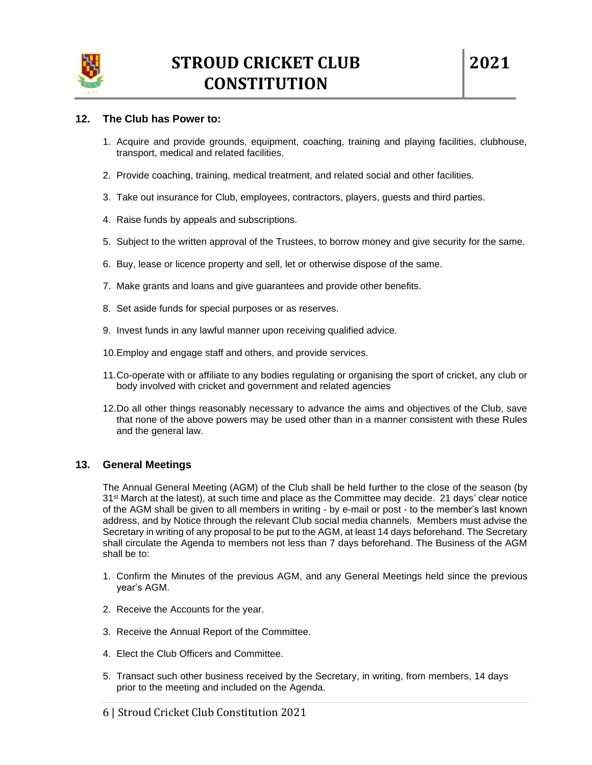## 12. The Club has Power to:

1. Acquire and provide grounds, equipment, coaching, training and playing facilities, clubhouse, transport, medical and related facilities.

2. Provide coaching, training, medical treatment, and related social and other facilities.

3. Take out insurance for Club, employees, contractors, players, guests and third parties.

4. Raise funds by appeals and subscriptions.

5. Subject to the written approval of the Trustees, to borrow money and give security for the same.

6. Buy, lease or licence property and sell, let or otherwise dispose of the same.

7. Make grants and loans and give guarantees and provide other benefits.

8. Set aside funds for special purposes or as reserves.

9. Invest funds in any lawful manner upon receiving qualified advice.

10. Employ and engage staff and others, and provide services.

11. Co-operate with or affiliate to any bodies regulating or organising the sport of cricket, any club or body involved with cricket and government and related agencies

12. Do all other things reasonably necessary to advance the aims and objectives of the Club, save that none of the above powers may be used other than in a manner consistent with these Rules and the general law.

## 13. General Meetings

The Annual General Meeting (AGM) of the Club shall be held further to the close of the season (by 31st March at the latest), at such time and place as the Committee may decide. 21 days' clear notice of the AGM shall be given to all members in writing - by e-mail or post - to the member's last known address, and by Notice through the relevant Club social media channels. Members must advise the Secretary in writing of any proposal to be put to the AGM, at least 14 days beforehand. The Secretary shall circulate the Agenda to members not less than 7 days beforehand. The Business of the AGM shall be to:

1. Confirm the Minutes of the previous AGM, and any General Meetings held since the previous year's AGM.

2. Receive the Accounts for the year.

3. Receive the Annual Report of the Committee.

4. Elect the Club Officers and Committee.

5. Transact such other business received by the Secretary, in writing, from members, 14 days prior to the meeting and included on the Agenda.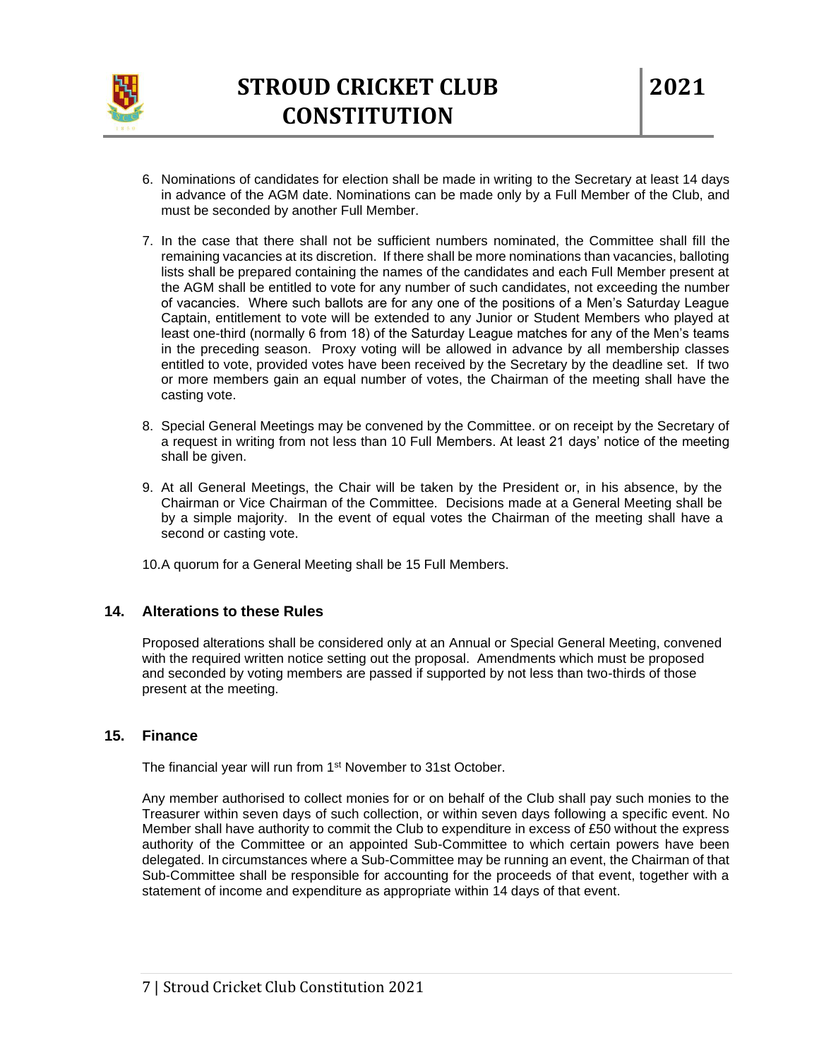6. Nominations of candidates for election shall be made in writing to the Secretary at least 14 days in advance of the AGM date. Nominations can be made only by a Full Member of the Club, and must be seconded by another Full Member.

7. In the case that there shall not be sufficient numbers nominated, the Committee shall fill the remaining vacancies at its discretion. If there shall be more nominations than vacancies, balloting lists shall be prepared containing the names of the candidates and each Full Member present at the AGM shall be entitled to vote for any number of such candidates, not exceeding the number of vacancies. Where such ballots are for any one of the positions of a Men's Saturday League Captain, entitlement to vote will be extended to any Junior or Student Members who played at least one-third (normally 6 from 18) of the Saturday League matches for any of the Men's teams in the preceding season. Proxy voting will be allowed in advance by all membership classes entitled to vote, provided votes have been received by the Secretary by the deadline set. If two or more members gain an equal number of votes, the Chairman of the meeting shall have the casting vote.

8. Special General Meetings may be convened by the Committee. or on receipt by the Secretary of a request in writing from not less than 10 Full Members. At least 21 days' notice of the meeting shall be given.

9. At all General Meetings, the Chair will be taken by the President or, in his absence, by the Chairman or Vice Chairman of the Committee. Decisions made at a General Meeting shall be by a simple majority. In the event of equal votes the Chairman of the meeting shall have a second or casting vote.

10. A quorum for a General Meeting shall be 15 Full Members.

## 14. Alterations to these Rules

Proposed alterations shall be considered only at an Annual or Special General Meeting, convened with the required written notice setting out the proposal. Amendments which must be proposed and seconded by voting members are passed if supported by not less than two-thirds of those present at the meeting.

## 15. Finance

The financial year will run from 1st November to 31st October.

Any member authorised to collect monies for or on behalf of the Club shall pay such monies to the Treasurer within seven days of such collection, or within seven days following a specific event. No Member shall have authority to commit the Club to expenditure in excess of £50 without the express authority of the Committee or an appointed Sub-Committee to which certain powers have been delegated. In circumstances where a Sub-Committee may be running an event, the Chairman of that Sub-Committee shall be responsible for accounting for the proceeds of that event, together with a statement of income and expenditure as appropriate within 14 days of that event.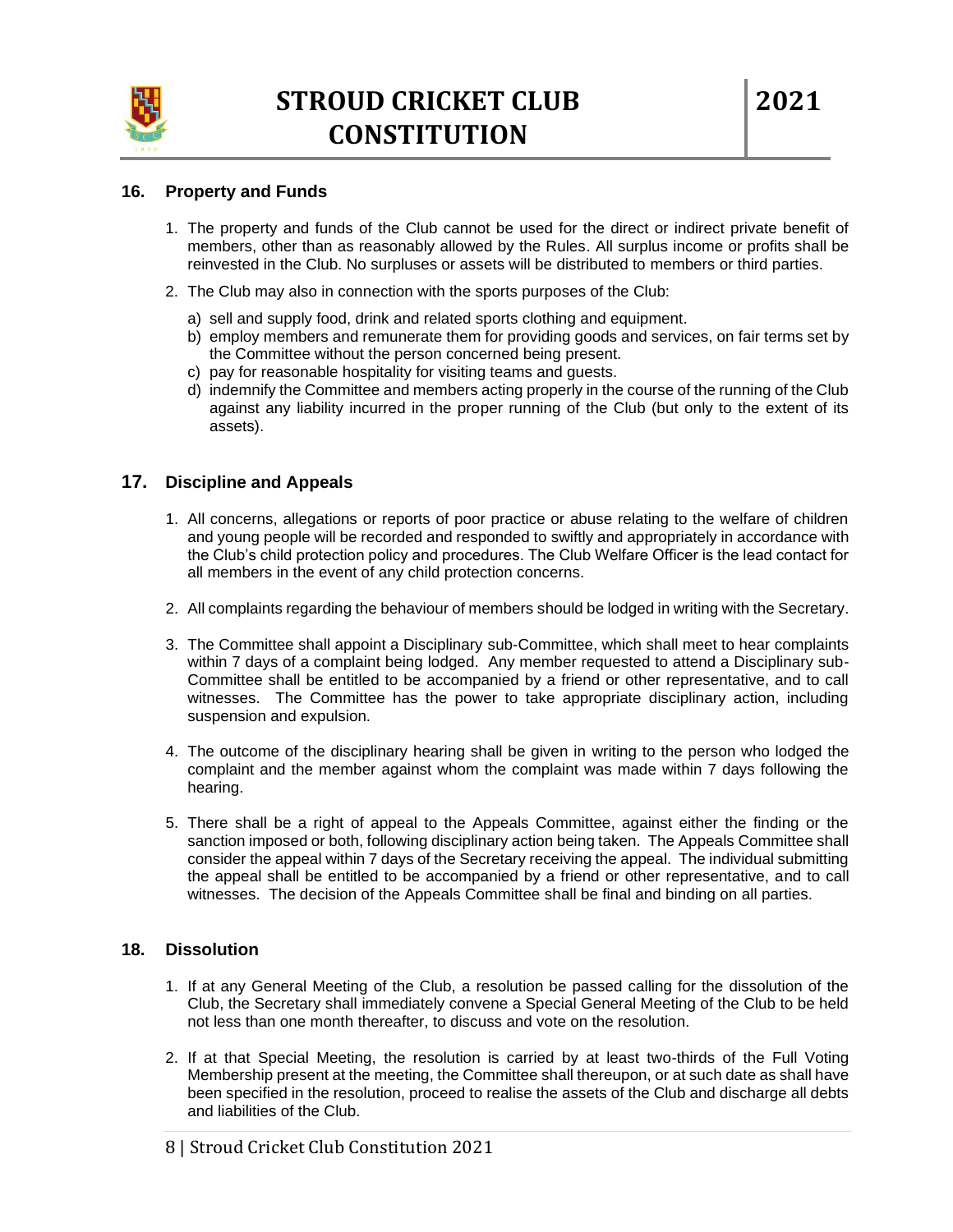## 16. Property and Funds

1. The property and funds of the Club cannot be used for the direct or indirect private benefit of members, other than as reasonably allowed by the Rules. All surplus income or profits shall be reinvested in the Club. No surpluses or assets will be distributed to members or third parties.

2. The Club may also in connection with the sports purposes of the Club:

   a) sell and supply food, drink and related sports clothing and equipment.
   b) employ members and remunerate them for providing goods and services, on fair terms set by the Committee without the person concerned being present.
   c) pay for reasonable hospitality for visiting teams and guests.
   d) indemnify the Committee and members acting properly in the course of the running of the Club against any liability incurred in the proper running of the Club (but only to the extent of its assets).

## 17. Discipline and Appeals

1. All concerns, allegations or reports of poor practice or abuse relating to the welfare of children and young people will be recorded and responded to swiftly and appropriately in accordance with the Club's child protection policy and procedures. The Club Welfare Officer is the lead contact for all members in the event of any child protection concerns.

2. All complaints regarding the behaviour of members should be lodged in writing with the Secretary.

3. The Committee shall appoint a Disciplinary sub-Committee, which shall meet to hear complaints within 7 days of a complaint being lodged. Any member requested to attend a Disciplinary sub-Committee shall be entitled to be accompanied by a friend or other representative, and to call witnesses. The Committee has the power to take appropriate disciplinary action, including suspension and expulsion.

4. The outcome of the disciplinary hearing shall be given in writing to the person who lodged the complaint and the member against whom the complaint was made within 7 days following the hearing.

5. There shall be a right of appeal to the Appeals Committee, against either the finding or the sanction imposed or both, following disciplinary action being taken. The Appeals Committee shall consider the appeal within 7 days of the Secretary receiving the appeal. The individual submitting the appeal shall be entitled to be accompanied by a friend or other representative, and to call witnesses. The decision of the Appeals Committee shall be final and binding on all parties.

## 18. Dissolution

1. If at any General Meeting of the Club, a resolution be passed calling for the dissolution of the Club, the Secretary shall immediately convene a Special General Meeting of the Club to be held not less than one month thereafter, to discuss and vote on the resolution.

2. If at that Special Meeting, the resolution is carried by at least two-thirds of the Full Voting Membership present at the meeting, the Committee shall thereupon, or at such date as shall have been specified in the resolution, proceed to realise the assets of the Club and discharge all debts and liabilities of the Club.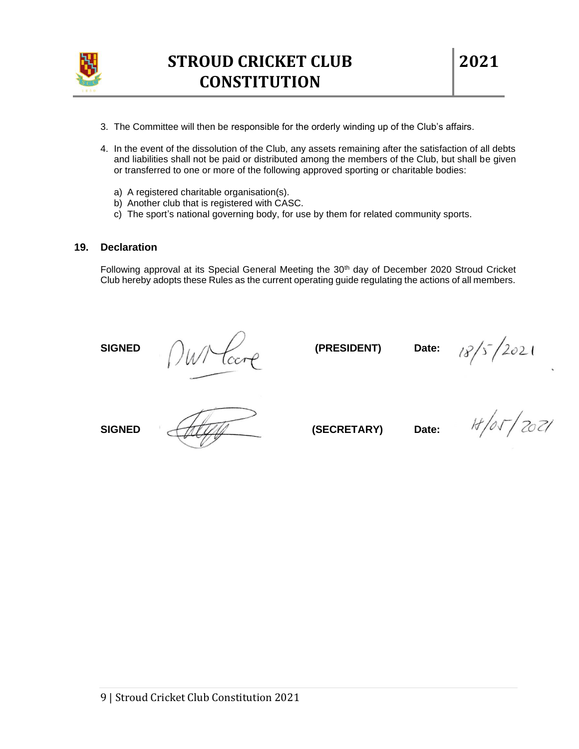3. The Committee will then be responsible for the orderly winding up of the Club's affairs.

4. In the event of the dissolution of the Club, any assets remaining after the satisfaction of all debts and liabilities shall not be paid or distributed among the members of the Club, but shall be given or transferred to one or more of the following approved sporting or charitable bodies:

   a) A registered charitable organisation(s).
   b) Another club that is registered with CASC.
   c) The sport's national governing body, for use by them for related community sports.

## 19. Declaration

Following approval at its Special General Meeting the 30th day of December 2020 Stroud Cricket Club hereby adopts these Rules as the current operating guide regulating the actions of all members.

**SIGNED** DW Moore **(PRESIDENT)** **Date:** 18/5/2021

**SIGNED** [signature] **(SECRETARY)** **Date:** 14/05/2021